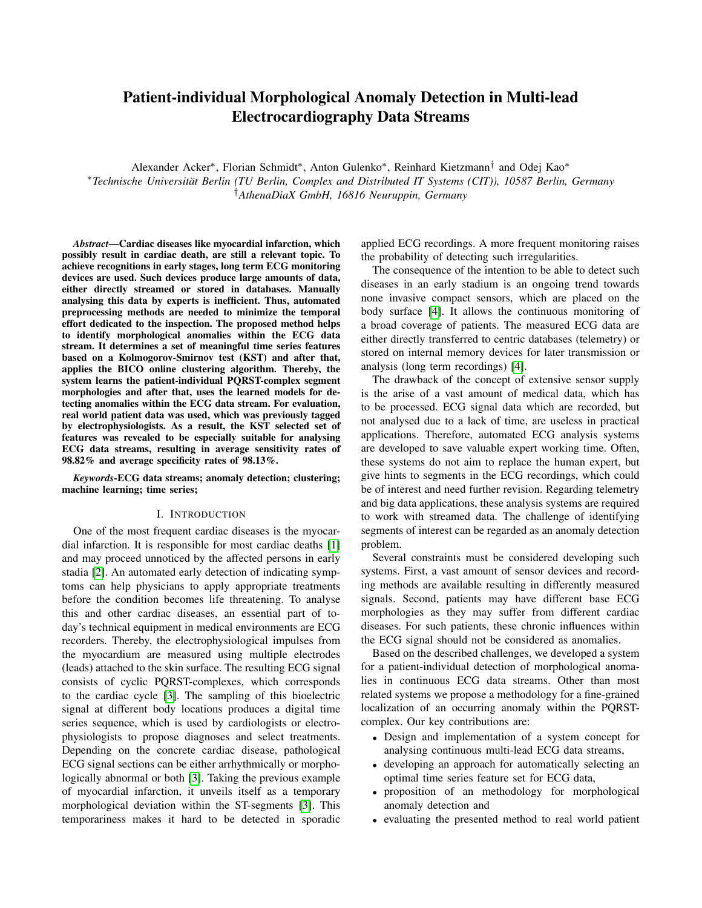# Patient-individual Morphological Anomaly Detection in Multi-lead Electrocardiography Data Streams

Alexander Acker*, Florian Schmidt*, Anton Gulenko*, Reinhard Kietzmann† and Odej Kao*

*Technische Universität Berlin (TU Berlin, Complex and Distributed IT Systems (CIT)), 10587 Berlin, Germany

†AthenaDiaX GmbH, 16816 Neuruppin, Germany

***Abstract*—Cardiac diseases like myocardial infarction, which possibly result in cardiac death, are still a relevant topic. To achieve recognitions in early stages, long term ECG monitoring devices are used. Such devices produce large amounts of data, either directly streamed or stored in databases. Manually analysing this data by experts is inefficient. Thus, automated preprocessing methods are needed to minimize the temporal effort dedicated to the inspection. The proposed method helps to identify morphological anomalies within the ECG data stream. It determines a set of meaningful time series features based on a Kolmogorov-Smirnov test (KST) and after that, applies the BICO online clustering algorithm. Thereby, the system learns the patient-individual PQRST-complex segment morphologies and after that, uses the learned models for detecting anomalies within the ECG data stream. For evaluation, real world patient data was used, which was previously tagged by electrophysiologists. As a result, the KST selected set of features was revealed to be especially suitable for analysing ECG data streams, resulting in average sensitivity rates of 98.82% and average specificity rates of 98.13%.**

***Keywords*-ECG data streams; anomaly detection; clustering; machine learning; time series;**

## I. Introduction

One of the most frequent cardiac diseases is the myocardial infarction. It is responsible for most cardiac deaths [1] and may proceed unnoticed by the affected persons in early stadia [2]. An automated early detection of indicating symptoms can help physicians to apply appropriate treatments before the condition becomes life threatening. To analyse this and other cardiac diseases, an essential part of today's technical equipment in medical environments are ECG recorders. Thereby, the electrophysiological impulses from the myocardium are measured using multiple electrodes (leads) attached to the skin surface. The resulting ECG signal consists of cyclic PQRST-complexes, which corresponds to the cardiac cycle [3]. The sampling of this bioelectric signal at different body locations produces a digital time series sequence, which is used by cardiologists or electrophysiologists to propose diagnoses and select treatments. Depending on the concrete cardiac disease, pathological ECG signal sections can be either arrhythmically or morphologically abnormal or both [3]. Taking the previous example of myocardial infarction, it unveils itself as a temporary morphological deviation within the ST-segments [3]. This temporariness makes it hard to be detected in sporadic applied ECG recordings. A more frequent monitoring raises the probability of detecting such irregularities.

The consequence of the intention to be able to detect such diseases in an early stadium is an ongoing trend towards none invasive compact sensors, which are placed on the body surface [4]. It allows the continuous monitoring of a broad coverage of patients. The measured ECG data are either directly transferred to centric databases (telemetry) or stored on internal memory devices for later transmission or analysis (long term recordings) [4].

The drawback of the concept of extensive sensor supply is the arise of a vast amount of medical data, which has to be processed. ECG signal data which are recorded, but not analysed due to a lack of time, are useless in practical applications. Therefore, automated ECG analysis systems are developed to save valuable expert working time. Often, these systems do not aim to replace the human expert, but give hints to segments in the ECG recordings, which could be of interest and need further revision. Regarding telemetry and big data applications, these analysis systems are required to work with streamed data. The challenge of identifying segments of interest can be regarded as an anomaly detection problem.

Several constraints must be considered developing such systems. First, a vast amount of sensor devices and recording methods are available resulting in differently measured signals. Second, patients may have different base ECG morphologies as they may suffer from different cardiac diseases. For such patients, these chronic influences within the ECG signal should not be considered as anomalies.

Based on the described challenges, we developed a system for a patient-individual detection of morphological anomalies in continuous ECG data streams. Other than most related systems we propose a methodology for a fine-grained localization of an occurring anomaly within the PQRST-complex. Our key contributions are:

- Design and implementation of a system concept for analysing continuous multi-lead ECG data streams,
- developing an approach for automatically selecting an optimal time series feature set for ECG data,
- proposition of an methodology for morphological anomaly detection and
- evaluating the presented method to real world patient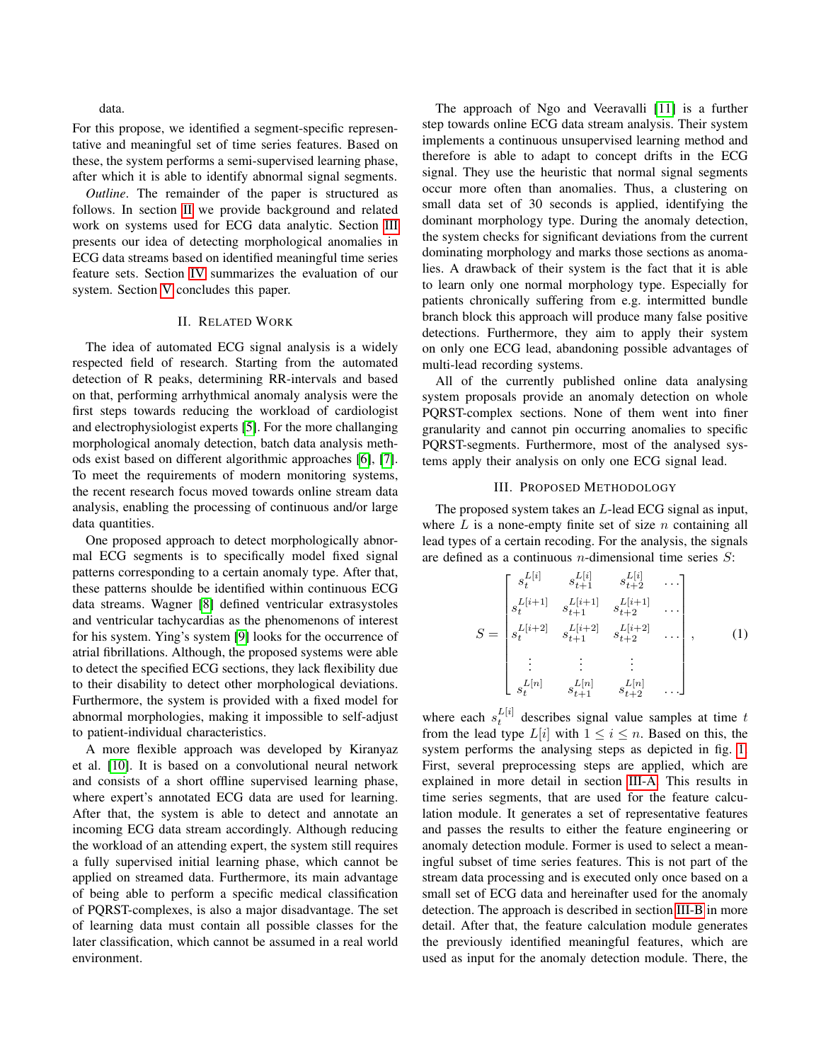data.

For this propose, we identified a segment-specific representative and meaningful set of time series features. Based on these, the system performs a semi-supervised learning phase, after which it is able to identify abnormal signal segments.

*Outline*. The remainder of the paper is structured as follows. In section II we provide background and related work on systems used for ECG data analytic. Section III presents our idea of detecting morphological anomalies in ECG data streams based on identified meaningful time series feature sets. Section IV summarizes the evaluation of our system. Section V concludes this paper.

## II. Related Work

The idea of automated ECG signal analysis is a widely respected field of research. Starting from the automated detection of R peaks, determining RR-intervals and based on that, performing arrhythmical anomaly analysis were the first steps towards reducing the workload of cardiologist and electrophysiologist experts [5]. For the more challanging morphological anomaly detection, batch data analysis methods exist based on different algorithmic approaches [6], [7]. To meet the requirements of modern monitoring systems, the recent research focus moved towards online stream data analysis, enabling the processing of continuous and/or large data quantities.

One proposed approach to detect morphologically abnormal ECG segments is to specifically model fixed signal patterns corresponding to a certain anomaly type. After that, these patterns shoulde be identified within continuous ECG data streams. Wagner [8] defined ventricular extrasystoles and ventricular tachycardias as the phenomenons of interest for his system. Ying's system [9] looks for the occurrence of atrial fibrillations. Although, the proposed systems were able to detect the specified ECG sections, they lack flexibility due to their disability to detect other morphological deviations. Furthermore, the system is provided with a fixed model for abnormal morphologies, making it impossible to self-adjust to patient-individual characteristics.

A more flexible approach was developed by Kiranyaz et al. [10]. It is based on a convolutional neural network and consists of a short offline supervised learning phase, where expert's annotated ECG data are used for learning. After that, the system is able to detect and annotate an incoming ECG data stream accordingly. Although reducing the workload of an attending expert, the system still requires a fully supervised initial learning phase, which cannot be applied on streamed data. Furthermore, its main advantage of being able to perform a specific medical classification of PQRST-complexes, is also a major disadvantage. The set of learning data must contain all possible classes for the later classification, which cannot be assumed in a real world environment.

The approach of Ngo and Veeravalli [11] is a further step towards online ECG data stream analysis. Their system implements a continuous unsupervised learning method and therefore is able to adapt to concept drifts in the ECG signal. They use the heuristic that normal signal segments occur more often than anomalies. Thus, a clustering on small data set of 30 seconds is applied, identifying the dominant morphology type. During the anomaly detection, the system checks for significant deviations from the current dominating morphology and marks those sections as anomalies. A drawback of their system is the fact that it is able to learn only one normal morphology type. Especially for patients chronically suffering from e.g. intermitted bundle branch block this approach will produce many false positive detections. Furthermore, they aim to apply their system on only one ECG lead, abandoning possible advantages of multi-lead recording systems.

All of the currently published online data analysing system proposals provide an anomaly detection on whole PQRST-complex sections. None of them went into finer granularity and cannot pin occurring anomalies to specific PQRST-segments. Furthermore, most of the analysed systems apply their analysis on only one ECG signal lead.

## III. Proposed Methodology

The proposed system takes an $L$-lead ECG signal as input, where $L$ is a none-empty finite set of size $n$ containing all lead types of a certain recoding. For the analysis, the signals are defined as a continuous $n$-dimensional time series $S$:

$$S = \begin{bmatrix} s_t^{L[i]} & s_{t+1}^{L[i]} & s_{t+2}^{L[i]} & \dots \\ s_t^{L[i+1]} & s_{t+1}^{L[i+1]} & s_{t+2}^{L[i+1]} & \dots \\ s_t^{L[i+2]} & s_{t+1}^{L[i+2]} & s_{t+2}^{L[i+2]} & \dots \\ \vdots & \vdots & \vdots & \\ s_t^{L[n]} & s_{t+1}^{L[n]} & s_{t+2}^{L[n]} & \dots \end{bmatrix}, \tag{1}$$

where each $s_t^{L[i]}$ describes signal value samples at time $t$ from the lead type $L[i]$ with $1 \leq i \leq n$. Based on this, the system performs the analysing steps as depicted in fig. 1. First, several preprocessing steps are applied, which are explained in more detail in section III-A. This results in time series segments, that are used for the feature calculation module. It generates a set of representative features and passes the results to either the feature engineering or anomaly detection module. Former is used to select a meaningful subset of time series features. This is not part of the stream data processing and is executed only once based on a small set of ECG data and hereinafter used for the anomaly detection. The approach is described in section III-B in more detail. After that, the feature calculation module generates the previously identified meaningful features, which are used as input for the anomaly detection module. There, the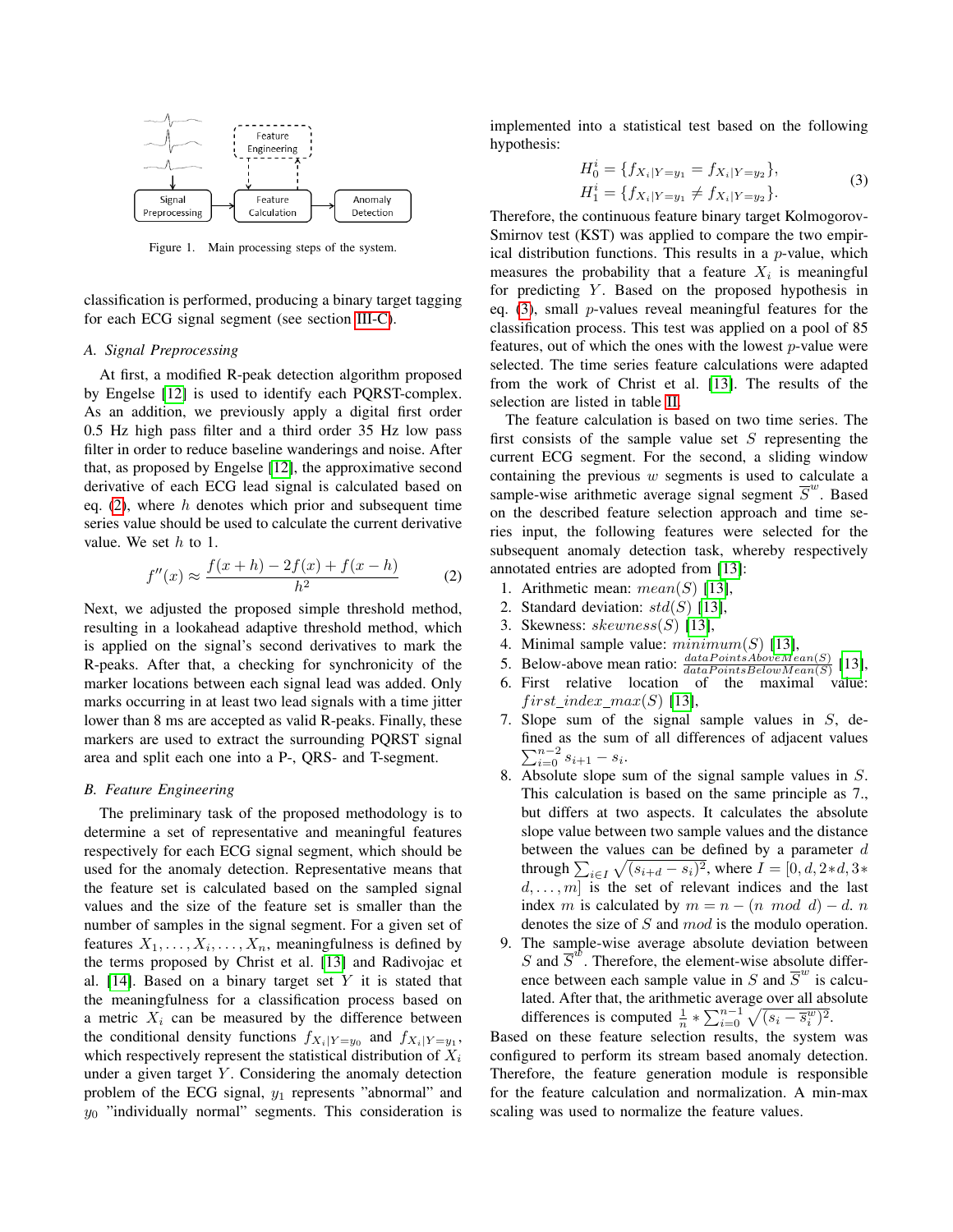Figure 1. Main processing steps of the system.

classification is performed, producing a binary target tagging for each ECG signal segment (see section III-C).

### A. Signal Preprocessing

At first, a modified R-peak detection algorithm proposed by Engelse [12] is used to identify each PQRST-complex. As an addition, we previously apply a digital first order 0.5 Hz high pass filter and a third order 35 Hz low pass filter in order to reduce baseline wanderings and noise. After that, as proposed by Engelse [12], the approximative second derivative of each ECG lead signal is calculated based on eq. (2), where $h$ denotes which prior and subsequent time series value should be used to calculate the current derivative value. We set $h$ to 1.

$$f''(x) \approx \frac{f(x+h) - 2f(x) + f(x-h)}{h^2} \tag{2}$$

Next, we adjusted the proposed simple threshold method, resulting in a lookahead adaptive threshold method, which is applied on the signal's second derivatives to mark the R-peaks. After that, a checking for synchronicity of the marker locations between each signal lead was added. Only marks occurring in at least two lead signals with a time jitter lower than 8 ms are accepted as valid R-peaks. Finally, these markers are used to extract the surrounding PQRST signal area and split each one into a P-, QRS- and T-segment.

### B. Feature Engineering

The preliminary task of the proposed methodology is to determine a set of representative and meaningful features respectively for each ECG signal segment, which should be used for the anomaly detection. Representative means that the feature set is calculated based on the sampled signal values and the size of the feature set is smaller than the number of samples in the signal segment. For a given set of features $X_1, \ldots, X_i, \ldots, X_n$, meaningfulness is defined by the terms proposed by Christ et al. [13] and Radivojac et al. [14]. Based on a binary target set $Y$ it is stated that the meaningfulness for a classification process based on a metric $X_i$ can be measured by the difference between the conditional density functions $f_{X_i|Y=y_0}$ and $f_{X_i|Y=y_1}$, which respectively represent the statistical distribution of $X_i$ under a given target $Y$. Considering the anomaly detection problem of the ECG signal, $y_1$ represents "abnormal" and $y_0$ "individually normal" segments. This consideration is implemented into a statistical test based on the following hypothesis:

$$\begin{aligned} H_0^i &= \{f_{X_i|Y=y_1} = f_{X_i|Y=y_2}\}, \\ H_1^i &= \{f_{X_i|Y=y_1} \neq f_{X_i|Y=y_2}\}. \end{aligned} \tag{3}$$

Therefore, the continuous feature binary target Kolmogorov-Smirnov test (KST) was applied to compare the two empirical distribution functions. This results in a $p$-value, which measures the probability that a feature $X_i$ is meaningful for predicting $Y$. Based on the proposed hypothesis in eq. (3), small $p$-values reveal meaningful features for the classification process. This test was applied on a pool of 85 features, out of which the ones with the lowest $p$-value were selected. The time series feature calculations were adapted from the work of Christ et al. [13]. The results of the selection are listed in table II.

The feature calculation is based on two time series. The first consists of the sample value set $S$ representing the current ECG segment. For the second, a sliding window containing the previous $w$ segments is used to calculate a sample-wise arithmetic average signal segment $\overline{S}^w$. Based on the described feature selection approach and time series input, the following features were selected for the subsequent anomaly detection task, whereby respectively annotated entries are adopted from [13]:

1. Arithmetic mean: $mean(S)$ [13],
2. Standard deviation: $std(S)$ [13],
3. Skewness: $skewness(S)$ [13],
4. Minimal sample value: $minimum(S)$ [13],
5. Below-above mean ratio: $\frac{dataPointsAboveMean(S)}{dataPointsBelowMean(S)}$ [13],
6. First relative location of the maximal value: $first\_index\_max(S)$ [13],
7. Slope sum of the signal sample values in $S$, defined as the sum of all differences of adjacent values $\sum_{i=0}^{n-2} s_{i+1} - s_i$.
8. Absolute slope sum of the signal sample values in $S$. This calculation is based on the same principle as 7., but differs at two aspects. It calculates the absolute slope value between two sample values and the distance between the values can be defined by a parameter $d$ through $\sum_{i \in I} \sqrt{(s_{i+d} - s_i)^2}$, where $I = [0, d, 2*d, 3*d, \ldots, m]$ is the set of relevant indices and the last index $m$ is calculated by $m = n - (n \ mod \ d) - d$. $n$ denotes the size of $S$ and $mod$ is the modulo operation.
9. The sample-wise average absolute deviation between $S$ and $\overline{S}^w$. Therefore, the element-wise absolute difference between each sample value in $S$ and $\overline{S}^w$ is calculated. After that, the arithmetic average over all absolute differences is computed $\frac{1}{n} * \sum_{i=0}^{n-1} \sqrt{(s_i - \overline{s}_i^w)^2}$.

Based on these feature selection results, the system was configured to perform its stream based anomaly detection. Therefore, the feature generation module is responsible for the feature calculation and normalization. A min-max scaling was used to normalize the feature values.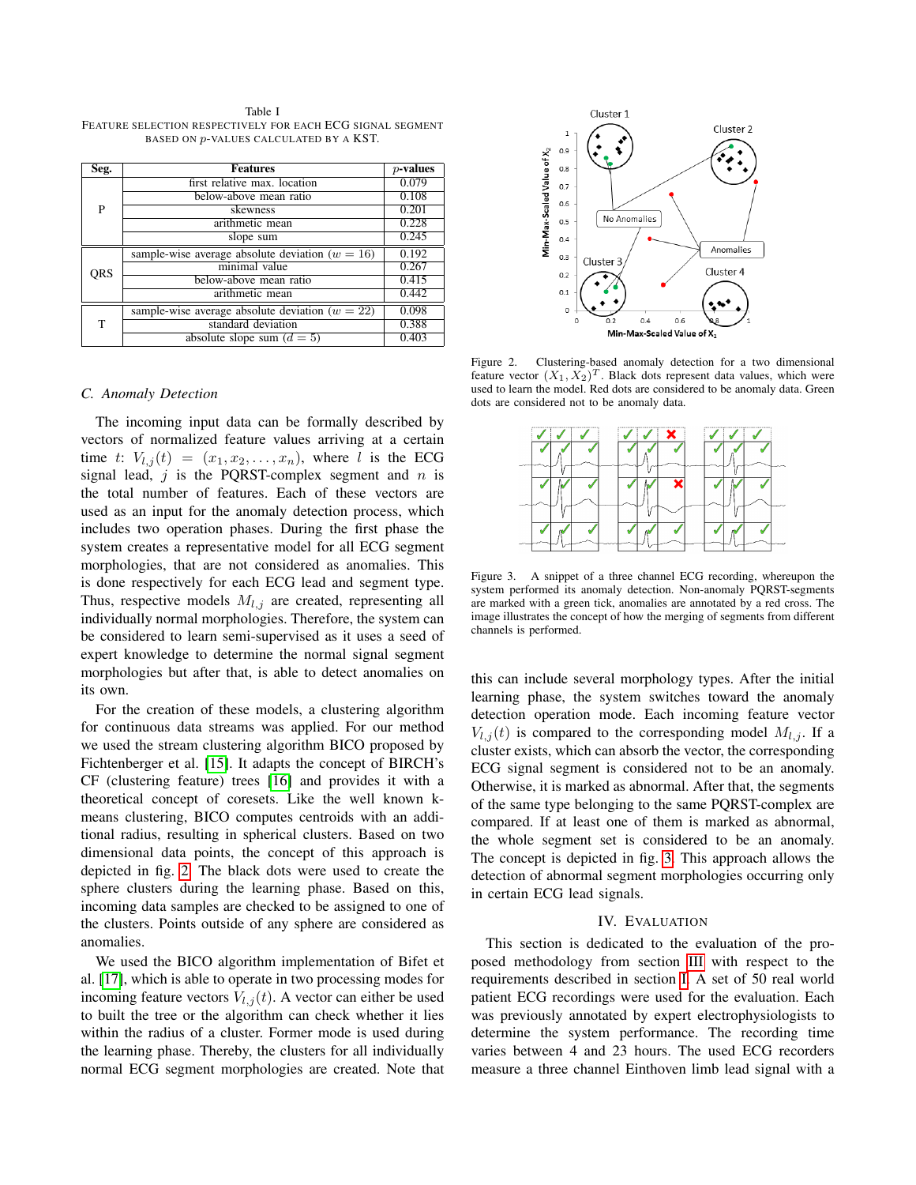Table I
FEATURE SELECTION RESPECTIVELY FOR EACH ECG SIGNAL SEGMENT BASED ON $p$-VALUES CALCULATED BY A KST.

| Seg. | Features | $p$-values |
|---|---|---|
| P | first relative max. location | 0.079 |
| | below-above mean ratio | 0.108 |
| | skewness | 0.201 |
| | arithmetic mean | 0.228 |
| | slope sum | 0.245 |
| QRS | sample-wise average absolute deviation ($w = 16$) | 0.192 |
| | minimal value | 0.267 |
| | below-above mean ratio | 0.415 |
| | arithmetic mean | 0.442 |
| T | sample-wise average absolute deviation ($w = 22$) | 0.098 |
| | standard deviation | 0.388 |
| | absolute slope sum ($d = 5$) | 0.403 |

### C. Anomaly Detection

The incoming input data can be formally described by vectors of normalized feature values arriving at a certain time $t$: $V_{l,j}(t) = (x_1, x_2, \ldots, x_n)$, where $l$ is the ECG signal lead, $j$ is the PQRST-complex segment and $n$ is the total number of features. Each of these vectors are used as an input for the anomaly detection process, which includes two operation phases. During the first phase the system creates a representative model for all ECG segment morphologies, that are not considered as anomalies. This is done respectively for each ECG lead and segment type. Thus, respective models $M_{l,j}$ are created, representing all individually normal morphologies. Therefore, the system can be considered to learn semi-supervised as it uses a seed of expert knowledge to determine the normal signal segment morphologies but after that, is able to detect anomalies on its own.

For the creation of these models, a clustering algorithm for continuous data streams was applied. For our method we used the stream clustering algorithm BICO proposed by Fichtenberger et al. [15]. It adapts the concept of BIRCH's CF (clustering feature) trees [16] and provides it with a theoretical concept of coresets. Like the well known k-means clustering, BICO computes centroids with an additional radius, resulting in spherical clusters. Based on two dimensional data points, the concept of this approach is depicted in fig. 2. The black dots were used to create the sphere clusters during the learning phase. Based on this, incoming data samples are checked to be assigned to one of the clusters. Points outside of any sphere are considered as anomalies.

We used the BICO algorithm implementation of Bifet et al. [17], which is able to operate in two processing modes for incoming feature vectors $V_{l,j}(t)$. A vector can either be used to built the tree or the algorithm can check whether it lies within the radius of a cluster. Former mode is used during the learning phase. Thereby, the clusters for all individually normal ECG segment morphologies are created. Note that this can include several morphology types. After the initial learning phase, the system switches toward the anomaly detection operation mode. Each incoming feature vector $V_{l,j}(t)$ is compared to the corresponding model $M_{l,j}$. If a cluster exists, which can absorb the vector, the corresponding ECG signal segment is considered not to be an anomaly. Otherwise, it is marked as abnormal. After that, the segments of the same type belonging to the same PQRST-complex are compared. If at least one of them is marked as abnormal, the whole segment set is considered to be an anomaly. The concept is depicted in fig. 3. This approach allows the detection of abnormal segment morphologies occurring only in certain ECG lead signals.

Figure 2. Clustering-based anomaly detection for a two dimensional feature vector $(X_1, X_2)^T$. Black dots represent data values, which were used to learn the model. Red dots are considered to be anomaly data. Green dots are considered not to be anomaly data.

Figure 3. A snippet of a three channel ECG recording, whereupon the system performed its anomaly detection. Non-anomaly PQRST-segments are marked with a green tick, anomalies are annotated by a red cross. The image illustrates the concept of how the merging of segments from different channels is performed.

## IV. Evaluation

This section is dedicated to the evaluation of the proposed methodology from section III with respect to the requirements described in section I. A set of 50 real world patient ECG recordings were used for the evaluation. Each was previously annotated by expert electrophysiologists to determine the system performance. The recording time varies between 4 and 23 hours. The used ECG recorders measure a three channel Einthoven limb lead signal with a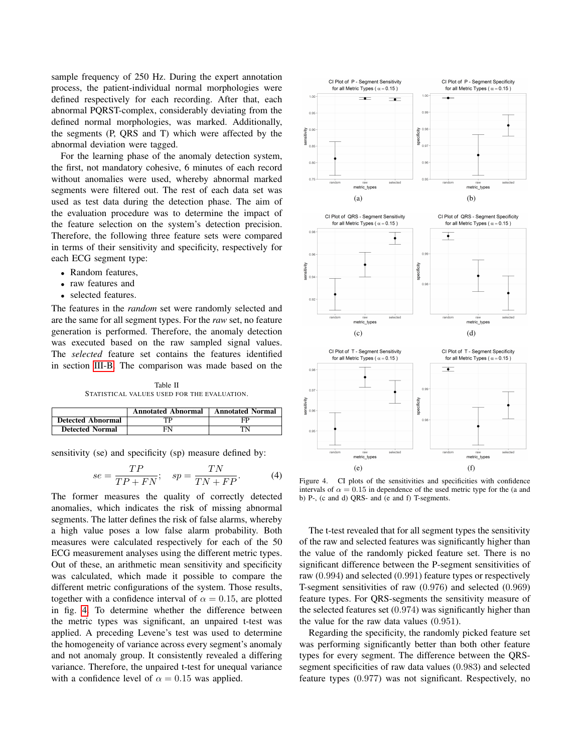sample frequency of 250 Hz. During the expert annotation process, the patient-individual normal morphologies were defined respectively for each recording. After that, each abnormal PQRST-complex, considerably deviating from the defined normal morphologies, was marked. Additionally, the segments (P, QRS and T) which were affected by the abnormal deviation were tagged.

For the learning phase of the anomaly detection system, the first, not mandatory cohesive, 6 minutes of each record without anomalies were used, whereby abnormal marked segments were filtered out. The rest of each data set was used as test data during the detection phase. The aim of the evaluation procedure was to determine the impact of the feature selection on the system's detection precision. Therefore, the following three feature sets were compared in terms of their sensitivity and specificity, respectively for each ECG segment type:

- Random features,
- raw features and
- selected features.

The features in the *random* set were randomly selected and are the same for all segment types. For the *raw* set, no feature generation is performed. Therefore, the anomaly detection was executed based on the raw sampled signal values. The *selected* feature set contains the features identified in section III-B. The comparison was made based on the sensitivity (se) and specificity (sp) measure defined by:

Table II
STATISTICAL VALUES USED FOR THE EVALUATION.

| | Annotated Abnormal | Annotated Normal |
|---|---|---|
| **Detected Abnormal** | TP | FP |
| **Detected Normal** | FN | TN |

$$se = \frac{TP}{TP + FN}; \quad sp = \frac{TN}{TN + FP}. \tag{4}$$

The former measures the quality of correctly detected anomalies, which indicates the risk of missing abnormal segments. The latter defines the risk of false alarms, whereby a high value poses a low false alarm probability. Both measures were calculated respectively for each of the 50 ECG measurement analyses using the different metric types. Out of these, an arithmetic mean sensitivity and specificity was calculated, which made it possible to compare the different metric configurations of the system. Those results, together with a confidence interval of $\alpha = 0.15$, are plotted in fig. 4. To determine whether the difference between the metric types was significant, an unpaired t-test was applied. A preceding Levene's test was used to determine the homogeneity of variance across every segment's anomaly and not anomaly group. It consistently revealed a differing variance. Therefore, the unpaired t-test for unequal variance with a confidence level of $\alpha = 0.15$ was applied.

Figure 4. CI plots of the sensitivities and specificities with confidence intervals of $\alpha = 0.15$ in dependence of the used metric type for the (a and b) P-, (c and d) QRS- and (e and f) T-segments.

The t-test revealed that for all segment types the sensitivity of the raw and selected features was significantly higher than the value of the randomly picked feature set. There is no significant difference between the P-segment sensitivities of raw (0.994) and selected (0.991) feature types or respectively T-segment sensitivities of raw (0.976) and selected (0.969) feature types. For QRS-segments the sensitivity measure of the selected features set (0.974) was significantly higher than the value for the raw data values (0.951).

Regarding the specificity, the randomly picked feature set was performing significantly better than both other feature types for every segment. The difference between the QRS-segment specificities of raw data values (0.983) and selected feature types (0.977) was not significant. Respectively, no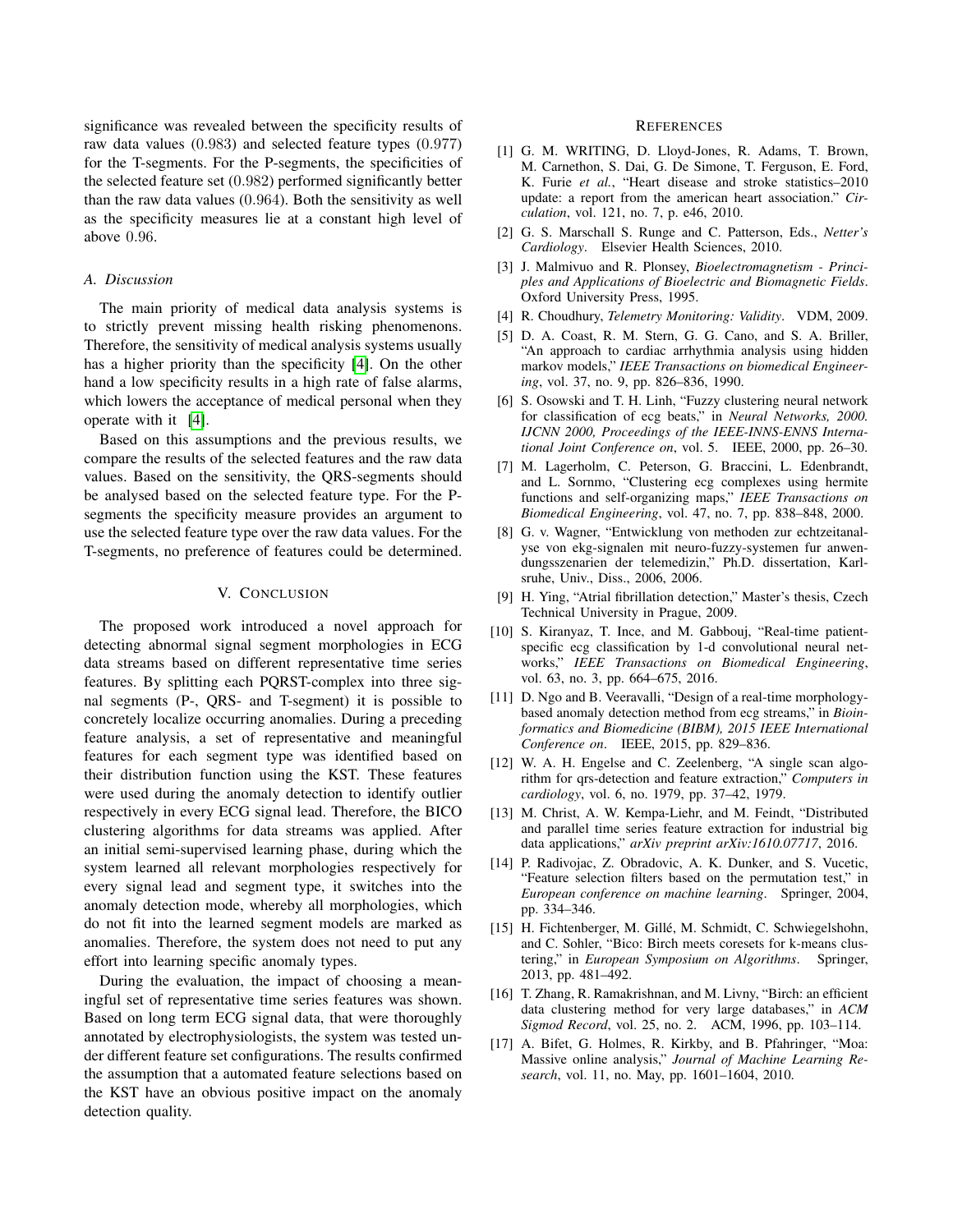significance was revealed between the specificity results of raw data values (0.983) and selected feature types (0.977) for the T-segments. For the P-segments, the specificities of the selected feature set (0.982) performed significantly better than the raw data values (0.964). Both the sensitivity as well as the specificity measures lie at a constant high level of above 0.96.

### A. Discussion

The main priority of medical data analysis systems is to strictly prevent missing health risking phenomenons. Therefore, the sensitivity of medical analysis systems usually has a higher priority than the specificity [4]. On the other hand a low specificity results in a high rate of false alarms, which lowers the acceptance of medical personal when they operate with it [4].

Based on this assumptions and the previous results, we compare the results of the selected features and the raw data values. Based on the sensitivity, the QRS-segments should be analysed based on the selected feature type. For the P-segments the specificity measure provides an argument to use the selected feature type over the raw data values. For the T-segments, no preference of features could be determined.

## V. Conclusion

The proposed work introduced a novel approach for detecting abnormal signal segment morphologies in ECG data streams based on different representative time series features. By splitting each PQRST-complex into three signal segments (P-, QRS- and T-segment) it is possible to concretely localize occurring anomalies. During a preceding feature analysis, a set of representative and meaningful features for each segment type was identified based on their distribution function using the KST. These features were used during the anomaly detection to identify outlier respectively in every ECG signal lead. Therefore, the BICO clustering algorithms for data streams was applied. After an initial semi-supervised learning phase, during which the system learned all relevant morphologies respectively for every signal lead and segment type, it switches into the anomaly detection mode, whereby all morphologies, which do not fit into the learned segment models are marked as anomalies. Therefore, the system does not need to put any effort into learning specific anomaly types.

During the evaluation, the impact of choosing a meaningful set of representative time series features was shown. Based on long term ECG signal data, that were thoroughly annotated by electrophysiologists, the system was tested under different feature set configurations. The results confirmed the assumption that a automated feature selections based on the KST have an obvious positive impact on the anomaly detection quality.

## References

[1] G. M. WRITING, D. Lloyd-Jones, R. Adams, T. Brown, M. Carnethon, S. Dai, G. De Simone, T. Ferguson, E. Ford, K. Furie *et al.*, "Heart disease and stroke statistics–2010 update: a report from the american heart association." *Circulation*, vol. 121, no. 7, p. e46, 2010.

[2] G. S. Marschall S. Runge and C. Patterson, Eds., *Netter's Cardiology*. Elsevier Health Sciences, 2010.

[3] J. Malmivuo and R. Plonsey, *Bioelectromagnetism - Principles and Applications of Bioelectric and Biomagnetic Fields*. Oxford University Press, 1995.

[4] R. Choudhury, *Telemetry Monitoring: Validity*. VDM, 2009.

[5] D. A. Coast, R. M. Stern, G. G. Cano, and S. A. Briller, "An approach to cardiac arrhythmia analysis using hidden markov models," *IEEE Transactions on biomedical Engineering*, vol. 37, no. 9, pp. 826–836, 1990.

[6] S. Osowski and T. H. Linh, "Fuzzy clustering neural network for classification of ecg beats," in *Neural Networks, 2000. IJCNN 2000, Proceedings of the IEEE-INNS-ENNS International Joint Conference on*, vol. 5. IEEE, 2000, pp. 26–30.

[7] M. Lagerholm, C. Peterson, G. Braccini, L. Edenbrandt, and L. Sornmo, "Clustering ecg complexes using hermite functions and self-organizing maps," *IEEE Transactions on Biomedical Engineering*, vol. 47, no. 7, pp. 838–848, 2000.

[8] G. v. Wagner, "Entwicklung von methoden zur echtzeitanalyse von ekg-signalen mit neuro-fuzzy-systemen fur anwendungsszenarien der telemedizin," Ph.D. dissertation, Karlsruhe, Univ., Diss., 2006, 2006.

[9] H. Ying, "Atrial fibrillation detection," Master's thesis, Czech Technical University in Prague, 2009.

[10] S. Kiranyaz, T. Ince, and M. Gabbouj, "Real-time patient-specific ecg classification by 1-d convolutional neural networks," *IEEE Transactions on Biomedical Engineering*, vol. 63, no. 3, pp. 664–675, 2016.

[11] D. Ngo and B. Veeravalli, "Design of a real-time morphology-based anomaly detection method from ecg streams," in *Bioinformatics and Biomedicine (BIBM), 2015 IEEE International Conference on*. IEEE, 2015, pp. 829–836.

[12] W. A. H. Engelse and C. Zeelenberg, "A single scan algorithm for qrs-detection and feature extraction," *Computers in cardiology*, vol. 6, no. 1979, pp. 37–42, 1979.

[13] M. Christ, A. W. Kempa-Liehr, and M. Feindt, "Distributed and parallel time series feature extraction for industrial big data applications," *arXiv preprint arXiv:1610.07717*, 2016.

[14] P. Radivojac, Z. Obradovic, A. K. Dunker, and S. Vucetic, "Feature selection filters based on the permutation test," in *European conference on machine learning*. Springer, 2004, pp. 334–346.

[15] H. Fichtenberger, M. Gillé, M. Schmidt, C. Schwiegelshohn, and C. Sohler, "Bico: Birch meets coresets for k-means clustering," in *European Symposium on Algorithms*. Springer, 2013, pp. 481–492.

[16] T. Zhang, R. Ramakrishnan, and M. Livny, "Birch: an efficient data clustering method for very large databases," in *ACM Sigmod Record*, vol. 25, no. 2. ACM, 1996, pp. 103–114.

[17] A. Bifet, G. Holmes, R. Kirkby, and B. Pfahringer, "Moa: Massive online analysis," *Journal of Machine Learning Research*, vol. 11, no. May, pp. 1601–1604, 2010.